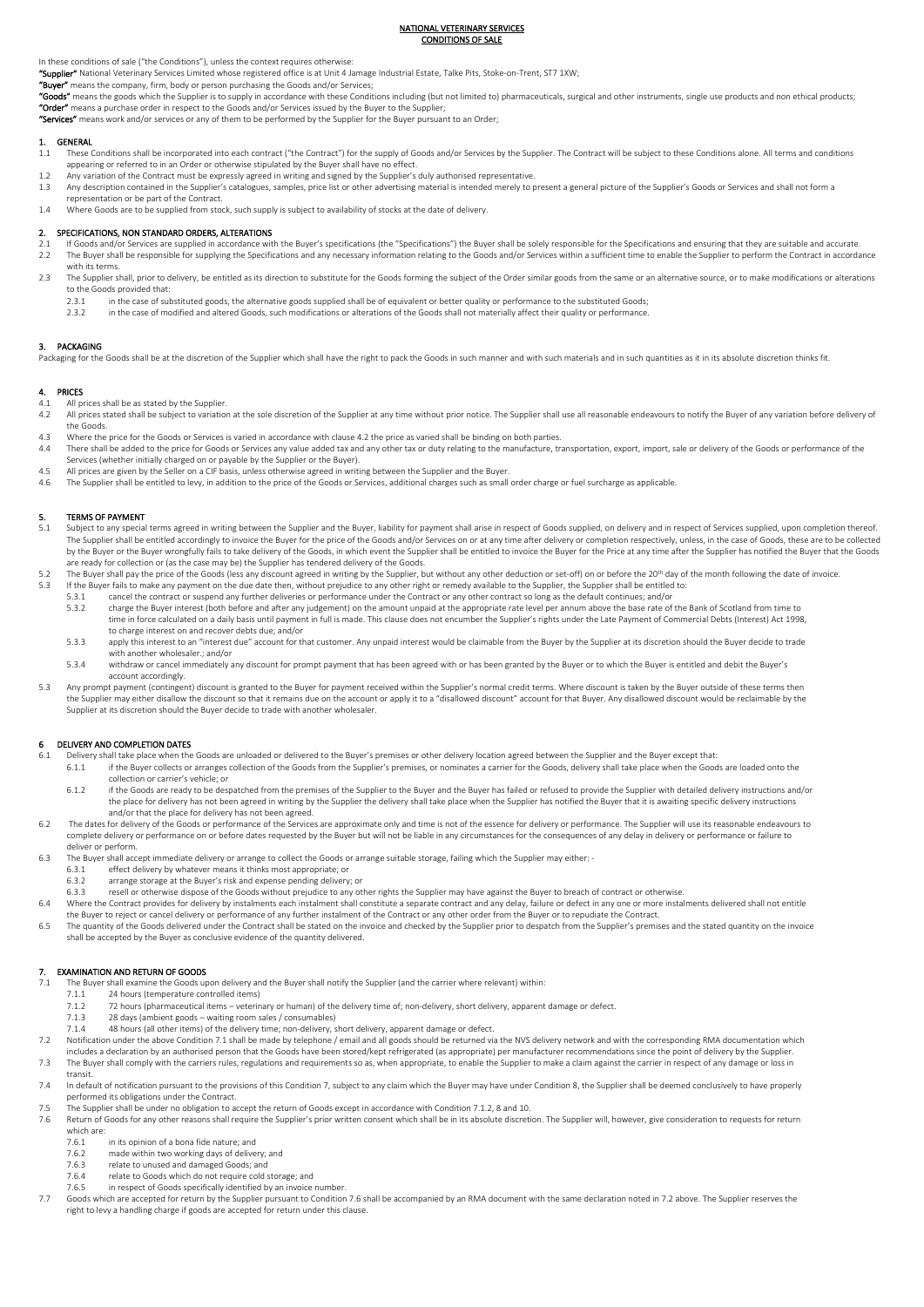# NATIONAL VETERINARY SERVICES
## CONDITIONS OF SALE

In these conditions of sale ("the Conditions"), unless the context requires otherwise:

**"Supplier"** National Veterinary Services Limited whose registered office is at Unit 4 Jamage Industrial Estate, Talke Pits, Stoke-on-Trent, ST7 1XW;

**"Buyer"** means the company, firm, body or person purchasing the Goods and/or Services;

**"Goods"** means the goods which the Supplier is to supply in accordance with these Conditions including (but not limited to) pharmaceuticals, surgical and other instruments, single use products and non ethical products;

**"Order"** means a purchase order in respect to the Goods and/or Services issued by the Buyer to the Supplier;

**"Services"** means work and/or services or any of them to be performed by the Supplier for the Buyer pursuant to an Order;

### 1. GENERAL

1.1 These Conditions shall be incorporated into each contract ("the Contract") for the supply of Goods and/or Services by the Supplier. The Contract will be subject to these Conditions alone. All terms and conditions appearing or referred to in an Order or otherwise stipulated by the Buyer shall have no effect.

1.2 Any variation of the Contract must be expressly agreed in writing and signed by the Supplier's duly authorised representative.

1.3 Any description contained in the Supplier's catalogues, samples, price list or other advertising material is intended merely to present a general picture of the Supplier's Goods or Services and shall not form a representation or be part of the Contract.

1.4 Where Goods are to be supplied from stock, such supply is subject to availability of stocks at the date of delivery.

### 2. SPECIFICATIONS, NON STANDARD ORDERS, ALTERATIONS

2.1 If Goods and/or Services are supplied in accordance with the Buyer's specifications (the "Specifications") the Buyer shall be solely responsible for the Specifications and ensuring that they are suitable and accurate.

2.2 The Buyer shall be responsible for supplying the Specifications and any necessary information relating to the Goods and/or Services within a sufficient time to enable the Supplier to perform the Contract in accordance with its terms.

2.3 The Supplier shall, prior to delivery, be entitled as its direction to substitute for the Goods forming the subject of the Order similar goods from the same or an alternative source, or to make modifications or alterations to the Goods provided that:

2.3.1 in the case of substituted goods, the alternative goods supplied shall be of equivalent or better quality or performance to the substituted Goods;

2.3.2 in the case of modified and altered Goods, such modifications or alterations of the Goods shall not materially affect their quality or performance.

### 3. PACKAGING

Packaging for the Goods shall be at the discretion of the Supplier which shall have the right to pack the Goods in such manner and with such materials and in such quantities as it in its absolute discretion thinks fit.

### 4. PRICES

4.1 All prices shall be as stated by the Supplier.

4.2 All prices stated shall be subject to variation at the sole discretion of the Supplier at any time without prior notice. The Supplier shall use all reasonable endeavours to notify the Buyer of any variation before delivery of the Goods.

4.3 Where the price for the Goods or Services is varied in accordance with clause 4.2 the price as varied shall be binding on both parties.

4.4 There shall be added to the price for Goods or Services any value added tax and any other tax or duty relating to the manufacture, transportation, export, import, sale or delivery of the Goods or performance of the Services (whether initially charged on or payable by the Supplier or the Buyer).

4.5 All prices are given by the Seller on a CIF basis, unless otherwise agreed in writing between the Supplier and the Buyer.

4.6 The Supplier shall be entitled to levy, in addition to the price of the Goods or Services, additional charges such as small order charge or fuel surcharge as applicable.

### 5. TERMS OF PAYMENT

5.1 Subject to any special terms agreed in writing between the Supplier and the Buyer, liability for payment shall arise in respect of Goods supplied, on delivery and in respect of Services supplied, upon completion thereof. The Supplier shall be entitled accordingly to invoice the Buyer for the price of the Goods and/or Services on or at any time after delivery or completion respectively, unless, in the case of Goods, these are to be collected by the Buyer or the Buyer wrongfully fails to take delivery of the Goods, in which event the Supplier shall be entitled to invoice the Buyer for the Price at any time after the Supplier has notified the Buyer that the Goods are ready for collection or (as the case may be) the Supplier has tendered delivery of the Goods.

5.2 The Buyer shall pay the price of the Goods (less any discount agreed in writing by the Supplier, but without any other deduction or set-off) on or before the 20th day of the month following the date of invoice.

5.3 If the Buyer fails to make any payment on the due date then, without prejudice to any other right or remedy available to the Supplier, the Supplier shall be entitled to:

5.3.1 cancel the contract or suspend any further deliveries or performance under the Contract or any other contract so long as the default continues; and/or

5.3.2 charge the Buyer interest (both before and after any judgement) on the amount unpaid at the appropriate rate level per annum above the base rate of the Bank of Scotland from time to time in force calculated on a daily basis until payment in full is made. This clause does not encumber the Supplier's rights under the Late Payment of Commercial Debts (Interest) Act 1998, to charge interest on and recover debts due; and/or

5.3.3 apply this interest to an "interest due" account for that customer. Any unpaid interest would be claimable from the Buyer by the Supplier at its discretion should the Buyer decide to trade with another wholesaler.; and/or

5.3.4 withdraw or cancel immediately any discount for prompt payment that has been agreed with or has been granted by the Buyer or to which the Buyer is entitled and debit the Buyer's account accordingly.

5.3 Any prompt payment (contingent) discount is granted to the Buyer for payment received within the Supplier's normal credit terms. Where discount is taken by the Buyer outside of these terms then the Supplier may either disallow the discount so that it remains due on the account or apply it to a "disallowed discount" account for that Buyer. Any disallowed discount would be reclaimable by the Supplier at its discretion should the Buyer decide to trade with another wholesaler.

### 6 DELIVERY AND COMPLETION DATES

6.1 Delivery shall take place when the Goods are unloaded or delivered to the Buyer's premises or other delivery location agreed between the Supplier and the Buyer except that:

6.1.1 if the Buyer collects or arranges collection of the Goods from the Supplier's premises, or nominates a carrier for the Goods, delivery shall take place when the Goods are loaded onto the collection or carrier's vehicle; or

6.1.2 if the Goods are ready to be despatched from the premises of the Supplier to the Buyer and the Buyer has failed or refused to provide the Supplier with detailed delivery instructions and/or the place for delivery has not been agreed in writing by the Supplier the delivery shall take place when the Supplier has notified the Buyer that it is awaiting specific delivery instructions and/or that the place for delivery has not been agreed.

6.2 The dates for delivery of the Goods or performance of the Services are approximate only and time is not of the essence for delivery or performance. The Supplier will use its reasonable endeavours to complete delivery or performance on or before dates requested by the Buyer but will not be liable in any circumstances for the consequences of any delay in delivery or performance or failure to deliver or perform.

6.3 The Buyer shall accept immediate delivery or arrange to collect the Goods or arrange suitable storage, failing which the Supplier may either: -

6.3.1 effect delivery by whatever means it thinks most appropriate; or

6.3.2 arrange storage at the Buyer's risk and expense pending delivery; or

6.3.3 resell or otherwise dispose of the Goods without prejudice to any other rights the Supplier may have against the Buyer to breach of contract or otherwise.

6.4 Where the Contract provides for delivery by instalments each instalment shall constitute a separate contract and any delay, failure or defect in any one or more instalments delivered shall not entitle the Buyer to reject or cancel delivery or performance of any further instalment of the Contract or any other order from the Buyer or to repudiate the Contract.

6.5 The quantity of the Goods delivered under the Contract shall be stated on the invoice and checked by the Supplier prior to despatch from the Supplier's premises and the stated quantity on the invoice shall be accepted by the Buyer as conclusive evidence of the quantity delivered.

### 7. EXAMINATION AND RETURN OF GOODS

7.1 The Buyer shall examine the Goods upon delivery and the Buyer shall notify the Supplier (and the carrier where relevant) within:

7.1.1 24 hours (temperature controlled items)

7.1.2 72 hours (pharmaceutical items – veterinary or human) of the delivery time of; non-delivery, short delivery, apparent damage or defect.

7.1.3 28 days (ambient goods – waiting room sales / consumables)

7.1.4 48 hours (all other items) of the delivery time; non-delivery, short delivery, apparent damage or defect.

7.2 Notification under the above Condition 7.1 shall be made by telephone / email and all goods should be returned via the NVS delivery network and with the corresponding RMA documentation which includes a declaration by an authorised person that the Goods have been stored/kept refrigerated (as appropriate) per manufacturer recommendations since the point of delivery by the Supplier.

7.3 The Buyer shall comply with the carriers rules, regulations and requirements so as, when appropriate, to enable the Supplier to make a claim against the carrier in respect of any damage or loss in transit.

7.4 In default of notification pursuant to the provisions of this Condition 7, subject to any claim which the Buyer may have under Condition 8, the Supplier shall be deemed conclusively to have properly performed its obligations under the Contract.

7.5 The Supplier shall be under no obligation to accept the return of Goods except in accordance with Condition 7.1.2, 8 and 10.

7.6 Return of Goods for any other reasons shall require the Supplier's prior written consent which shall be in its absolute discretion. The Supplier will, however, give consideration to requests for return which are:

7.6.1 in its opinion of a bona fide nature; and

7.6.2 made within two working days of delivery; and

7.6.3 relate to unused and damaged Goods; and

7.6.4 relate to Goods which do not require cold storage; and

7.6.5 in respect of Goods specifically identified by an invoice number.

7.7 Goods which are accepted for return by the Supplier pursuant to Condition 7.6 shall be accompanied by an RMA document with the same declaration noted in 7.2 above. The Supplier reserves the right to levy a handling charge if goods are accepted for return under this clause.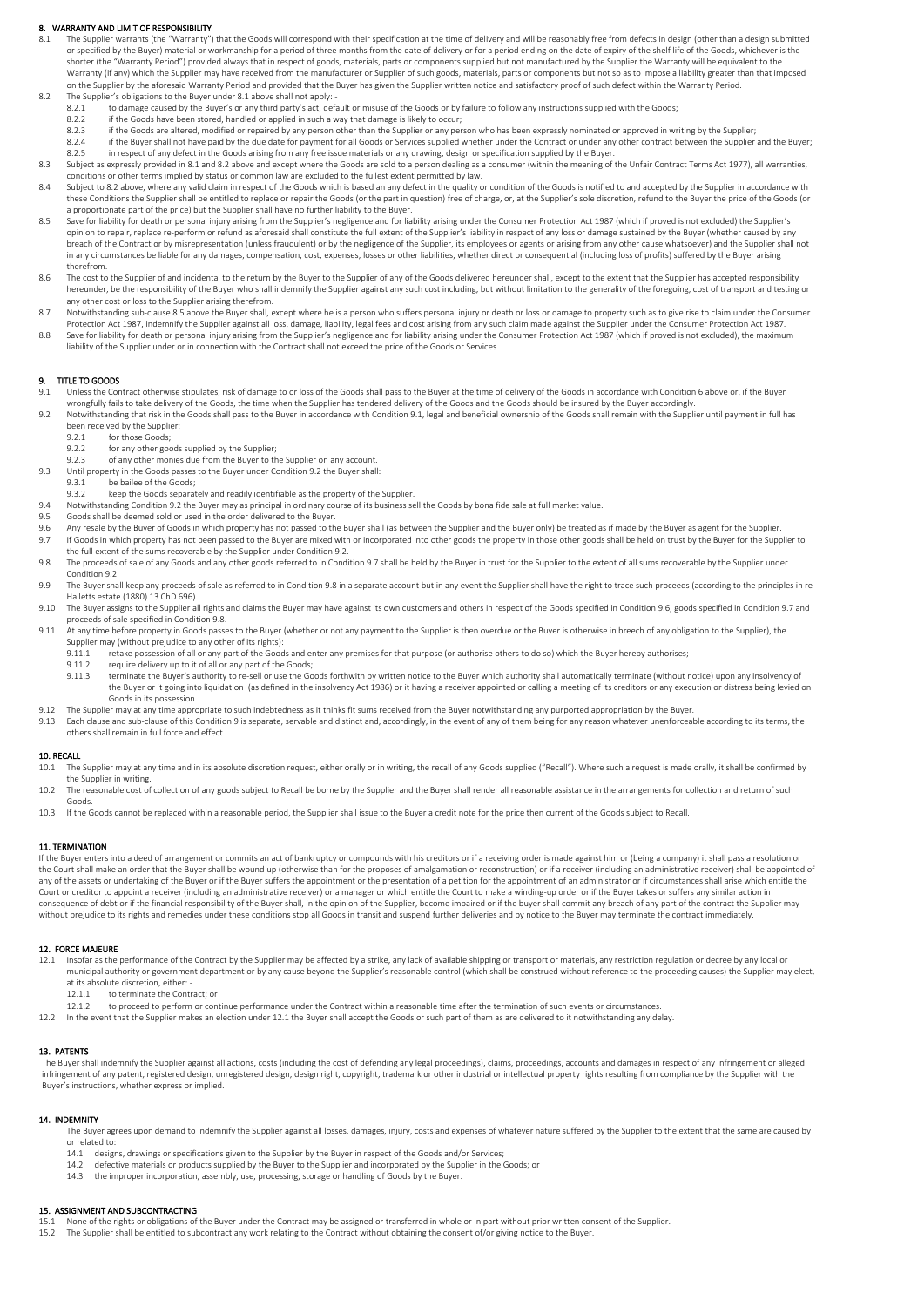## 8. WARRANTY AND LIMIT OF RESPONSIBILITY

8.1 The Supplier warrants (the "Warranty") that the Goods will correspond with their specification at the time of delivery and will be reasonably free from defects in design (other than a design submitted or specified by the Buyer) material or workmanship for a period of three months from the date of delivery or for a period ending on the date of expiry of the shelf life of the Goods, whichever is the shorter (the "Warranty Period") provided always that in respect of goods, materials, parts or components supplied but not manufactured by the Supplier the Warranty will be equivalent to the Warranty (if any) which the Supplier may have received from the manufacturer or Supplier of such goods, materials, parts or components but not so as to impose a liability greater than that imposed on the Supplier by the aforesaid Warranty Period and provided that the Buyer has given the Supplier written notice and satisfactory proof of such defect within the Warranty Period.

8.2 The Supplier's obligations to the Buyer under 8.1 above shall not apply: -

8.2.1 to damage caused by the Buyer's or any third party's act, default or misuse of the Goods or by failure to follow any instructions supplied with the Goods;

8.2.2 if the Goods have been stored, handled or applied in such a way that damage is likely to occur;

8.2.3 if the Goods are altered, modified or repaired by any person other than the Supplier or any person who has been expressly nominated or approved in writing by the Supplier;

8.2.4 if the Buyer shall not have paid by the due date for payment for all Goods or Services supplied whether under the Contract or under any other contract between the Supplier and the Buyer;

8.2.5 in respect of any defect in the Goods arising from any free issue materials or any drawing, design or specification supplied by the Buyer.

8.3 Subject as expressly provided in 8.1 and 8.2 above and except where the Goods are sold to a person dealing as a consumer (within the meaning of the Unfair Contract Terms Act 1977), all warranties, conditions or other terms implied by status or common law are excluded to the fullest extent permitted by law.

8.4 Subject to 8.2 above, where any valid claim in respect of the Goods which is based an any defect in the quality or condition of the Goods is notified to and accepted by the Supplier in accordance with these Conditions the Supplier shall be entitled to replace or repair the Goods (or the part in question) free of charge, or, at the Supplier's sole discretion, refund to the Buyer the price of the Goods (or a proportionate part of the price) but the Supplier shall have no further liability to the Buyer.

8.5 Save for liability for death or personal injury arising from the Supplier's negligence and for liability arising under the Consumer Protection Act 1987 (which if proved is not excluded) the Supplier's opinion to repair, replace re-perform or refund as aforesaid shall constitute the full extent of the Supplier's liability in respect of any loss or damage sustained by the Buyer (whether caused by any breach of the Contract or by misrepresentation (unless fraudulent) or by the negligence of the Supplier, its employees or agents or arising from any other cause whatsoever) and the Supplier shall not in any circumstances be liable for any damages, compensation, cost, expenses, losses or other liabilities, whether direct or consequential (including loss of profits) suffered by the Buyer arising therefrom.

8.6 The cost to the Supplier of and incidental to the return by the Buyer to the Supplier of any of the Goods delivered hereunder shall, except to the extent that the Supplier has accepted responsibility hereunder, be the responsibility of the Buyer who shall indemnify the Supplier against any such cost including, but without limitation to the generality of the foregoing, cost of transport and testing or any other cost or loss to the Supplier arising therefrom.

8.7 Notwithstanding sub-clause 8.5 above the Buyer shall, except where he is a person who suffers personal injury or death or loss or damage to property such as to give rise to claim under the Consumer Protection Act 1987, indemnify the Supplier against all loss, damage, liability, legal fees and cost arising from any such claim made against the Supplier under the Consumer Protection Act 1987.

8.8 Save for liability for death or personal injury arising from the Supplier's negligence and for liability arising under the Consumer Protection Act 1987 (which if proved is not excluded), the maximum liability of the Supplier under or in connection with the Contract shall not exceed the price of the Goods or Services.

## 9. TITLE TO GOODS

9.1 Unless the Contract otherwise stipulates, risk of damage to or loss of the Goods shall pass to the Buyer at the time of delivery of the Goods in accordance with Condition 6 above or, if the Buyer wrongfully fails to take delivery of the Goods, the time when the Supplier has tendered delivery of the Goods and the Goods should be insured by the Buyer accordingly.

9.2 Notwithstanding that risk in the Goods shall pass to the Buyer in accordance with Condition 9.1, legal and beneficial ownership of the Goods shall remain with the Supplier until payment in full has been received by the Supplier:

9.2.1 for those Goods;

9.2.2 for any other goods supplied by the Supplier;

9.2.3 of any other monies due from the Buyer to the Supplier on any account.

9.3 Until property in the Goods passes to the Buyer under Condition 9.2 the Buyer shall:

9.3.1 be bailee of the Goods;

9.3.2 keep the Goods separately and readily identifiable as the property of the Supplier.

9.4 Notwithstanding Condition 9.2 the Buyer may as principal in ordinary course of its business sell the Goods by bona fide sale at full market value.

9.5 Goods shall be deemed sold or used in the order delivered to the Buyer.

9.6 Any resale by the Buyer of Goods in which property has not passed to the Buyer shall (as between the Supplier and the Buyer only) be treated as if made by the Buyer as agent for the Supplier.

9.7 If Goods in which property has not been passed to the Buyer are mixed with or incorporated into other goods the property in those other goods shall be held on trust by the Buyer for the Supplier to the full extent of the sums recoverable by the Supplier under Condition 9.2.

9.8 The proceeds of sale of any Goods and any other goods referred to in Condition 9.7 shall be held by the Buyer in trust for the Supplier to the extent of all sums recoverable by the Supplier under Condition 9.2.

9.9 The Buyer shall keep any proceeds of sale as referred to in Condition 9.8 in a separate account but in any event the Supplier shall have the right to trace such proceeds (according to the principles in re Halletts estate (1880) 13 ChD 696).

9.10 The Buyer assigns to the Supplier all rights and claims the Buyer may have against its own customers and others in respect of the Goods specified in Condition 9.6, goods specified in Condition 9.7 and proceeds of sale specified in Condition 9.8.

9.11 At any time before property in Goods passes to the Buyer (whether or not any payment to the Supplier is then overdue or the Buyer is otherwise in breech of any obligation to the Supplier), the Supplier may (without prejudice to any other of its rights):

9.11.1 retake possession of all or any part of the Goods and enter any premises for that purpose (or authorise others to do so) which the Buyer hereby authorises;

9.11.2 require delivery up to it of all or any part of the Goods;

9.11.3 terminate the Buyer's authority to re-sell or use the Goods forthwith by written notice to the Buyer which authority shall automatically terminate (without notice) upon any insolvency of the Buyer or it going into liquidation (as defined in the insolvency Act 1986) or it having a receiver appointed or calling a meeting of its creditors or any execution or distress being levied on Goods in its possession

9.12 The Supplier may at any time appropriate to such indebtedness as it thinks fit sums received from the Buyer notwithstanding any purported appropriation by the Buyer.

9.13 Each clause and sub-clause of this Condition 9 is separate, servable and distinct and, accordingly, in the event of any of them being for any reason whatever unenforceable according to its terms, the others shall remain in full force and effect.

## 10. RECALL

10.1 The Supplier may at any time and in its absolute discretion request, either orally or in writing, the recall of any Goods supplied ("Recall"). Where such a request is made orally, it shall be confirmed by the Supplier in writing.

10.2 The reasonable cost of collection of any goods subject to Recall be borne by the Supplier and the Buyer shall render all reasonable assistance in the arrangements for collection and return of such Goods.

10.3 If the Goods cannot be replaced within a reasonable period, the Supplier shall issue to the Buyer a credit note for the price then current of the Goods subject to Recall.

## 11. TERMINATION

If the Buyer enters into a deed of arrangement or commits an act of bankruptcy or compounds with his creditors or if a receiving order is made against him or (being a company) it shall pass a resolution or the Court shall make an order that the Buyer shall be wound up (otherwise than for the proposes of amalgamation or reconstruction) or if a receiver (including an administrative receiver) shall be appointed of any of the assets or undertaking of the Buyer or if the Buyer suffers the appointment or the presentation of a petition for the appointment of an administrator or if circumstances shall arise which entitle the Court or creditor to appoint a receiver (including an administrative receiver) or a manager or which entitle the Court to make a winding-up order or if the Buyer takes or suffers any similar action in consequence of debt or if the financial responsibility of the Buyer shall, in the opinion of the Supplier, become impaired or if the buyer shall commit any breach of any part of the contract the Supplier may without prejudice to its rights and remedies under these conditions stop all Goods in transit and suspend further deliveries and by notice to the Buyer may terminate the contract immediately.

## 12. FORCE MAJEURE

12.1 Insofar as the performance of the Contract by the Supplier may be affected by a strike, any lack of available shipping or transport or materials, any restriction regulation or decree by any local or municipal authority or government department or by any cause beyond the Supplier's reasonable control (which shall be construed without reference to the proceeding causes) the Supplier may elect, at its absolute discretion, either: -

12.1.1 to terminate the Contract; or

12.1.2 to proceed to perform or continue performance under the Contract within a reasonable time after the termination of such events or circumstances.

12.2 In the event that the Supplier makes an election under 12.1 the Buyer shall accept the Goods or such part of them as are delivered to it notwithstanding any delay.

## 13. PATENTS

The Buyer shall indemnify the Supplier against all actions, costs (including the cost of defending any legal proceedings), claims, proceedings, accounts and damages in respect of any infringement or alleged infringement of any patent, registered design, unregistered design, design right, copyright, trademark or other industrial or intellectual property rights resulting from compliance by the Supplier with the Buyer's instructions, whether express or implied.

## 14. INDEMNITY

The Buyer agrees upon demand to indemnify the Supplier against all losses, damages, injury, costs and expenses of whatever nature suffered by the Supplier to the extent that the same are caused by or related to:

14.1 designs, drawings or specifications given to the Supplier by the Buyer in respect of the Goods and/or Services;

14.2 defective materials or products supplied by the Buyer to the Supplier and incorporated by the Supplier in the Goods; or

14.3 the improper incorporation, assembly, use, processing, storage or handling of Goods by the Buyer.

## 15. ASSIGNMENT AND SUBCONTRACTING

15.1 None of the rights or obligations of the Buyer under the Contract may be assigned or transferred in whole or in part without prior written consent of the Supplier.

15.2 The Supplier shall be entitled to subcontract any work relating to the Contract without obtaining the consent of/or giving notice to the Buyer.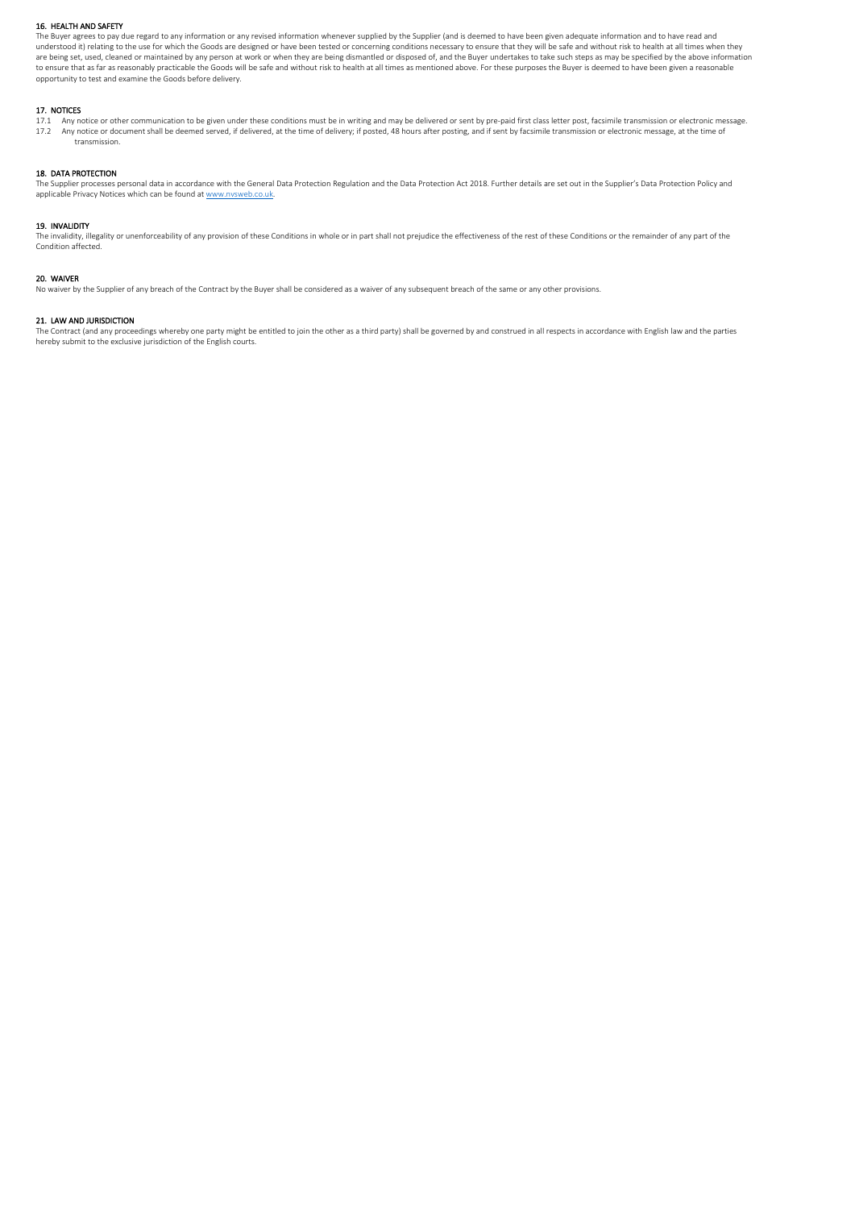## 16. HEALTH AND SAFETY

The Buyer agrees to pay due regard to any information or any revised information whenever supplied by the Supplier (and is deemed to have been given adequate information and to have read and understood it) relating to the use for which the Goods are designed or have been tested or concerning conditions necessary to ensure that they will be safe and without risk to health at all times when they are being set, used, cleaned or maintained by any person at work or when they are being dismantled or disposed of, and the Buyer undertakes to take such steps as may be specified by the above information to ensure that as far as reasonably practicable the Goods will be safe and without risk to health at all times as mentioned above. For these purposes the Buyer is deemed to have been given a reasonable opportunity to test and examine the Goods before delivery.

## 17. NOTICES

17.1 Any notice or other communication to be given under these conditions must be in writing and may be delivered or sent by pre-paid first class letter post, facsimile transmission or electronic message.

17.2 Any notice or document shall be deemed served, if delivered, at the time of delivery; if posted, 48 hours after posting, and if sent by facsimile transmission or electronic message, at the time of transmission.

## 18. DATA PROTECTION

The Supplier processes personal data in accordance with the General Data Protection Regulation and the Data Protection Act 2018. Further details are set out in the Supplier's Data Protection Policy and applicable Privacy Notices which can be found at [www.nvsweb.co.uk](www.nvsweb.co.uk).

## 19. INVALIDITY

The invalidity, illegality or unenforceability of any provision of these Conditions in whole or in part shall not prejudice the effectiveness of the rest of these Conditions or the remainder of any part of the Condition affected.

## 20. WAIVER

No waiver by the Supplier of any breach of the Contract by the Buyer shall be considered as a waiver of any subsequent breach of the same or any other provisions.

## 21. LAW AND JURISDICTION

The Contract (and any proceedings whereby one party might be entitled to join the other as a third party) shall be governed by and construed in all respects in accordance with English law and the parties hereby submit to the exclusive jurisdiction of the English courts.